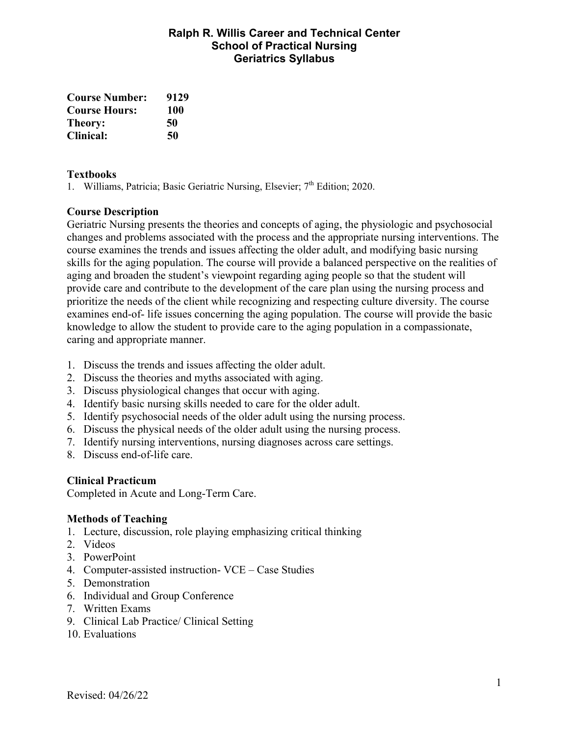# Ralph R. Willis Career and Technical Center
## School of Practical Nursing
## Geriatrics Syllabus

**Course Number:** **9129**
**Course Hours:** **100**
**Theory:** **50**
**Clinical:** **50**

### Textbooks

1. Williams, Patricia; Basic Geriatric Nursing, Elsevier; 7th Edition; 2020.

### Course Description

Geriatric Nursing presents the theories and concepts of aging, the physiologic and psychosocial changes and problems associated with the process and the appropriate nursing interventions. The course examines the trends and issues affecting the older adult, and modifying basic nursing skills for the aging population. The course will provide a balanced perspective on the realities of aging and broaden the student's viewpoint regarding aging people so that the student will provide care and contribute to the development of the care plan using the nursing process and prioritize the needs of the client while recognizing and respecting culture diversity. The course examines end-of- life issues concerning the aging population. The course will provide the basic knowledge to allow the student to provide care to the aging population in a compassionate, caring and appropriate manner.

1. Discuss the trends and issues affecting the older adult.
2. Discuss the theories and myths associated with aging.
3. Discuss physiological changes that occur with aging.
4. Identify basic nursing skills needed to care for the older adult.
5. Identify psychosocial needs of the older adult using the nursing process.
6. Discuss the physical needs of the older adult using the nursing process.
7. Identify nursing interventions, nursing diagnoses across care settings.
8. Discuss end-of-life care.

### Clinical Practicum

Completed in Acute and Long-Term Care.

### Methods of Teaching

1. Lecture, discussion, role playing emphasizing critical thinking
2. Videos
3. PowerPoint
4. Computer-assisted instruction- VCE – Case Studies
5. Demonstration
6. Individual and Group Conference
7. Written Exams
9. Clinical Lab Practice/ Clinical Setting
10. Evaluations

Revised: 04/26/22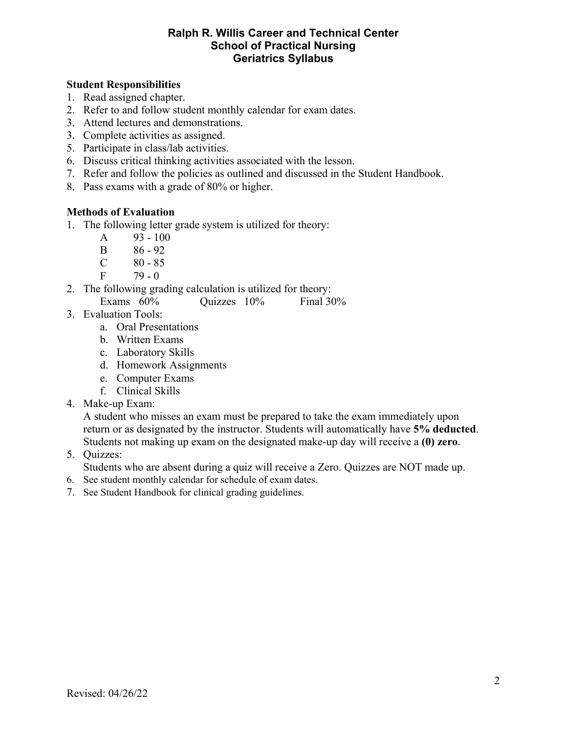# Ralph R. Willis Career and Technical Center
## School of Practical Nursing
## Geriatrics Syllabus

**Student Responsibilities**

1. Read assigned chapter.
2. Refer to and follow student monthly calendar for exam dates.
3. Attend lectures and demonstrations.
3. Complete activities as assigned.
5. Participate in class/lab activities.
6. Discuss critical thinking activities associated with the lesson.
7. Refer and follow the policies as outlined and discussed in the Student Handbook.
8. Pass exams with a grade of 80% or higher.

**Methods of Evaluation**

1. The following letter grade system is utilized for theory:
   - A 93 - 100
   - B 86 - 92
   - C 80 - 85
   - F 79 - 0
2. The following grading calculation is utilized for theory:
   Exams 60% Quizzes 10% Final 30%
3. Evaluation Tools:
   a. Oral Presentations
   b. Written Exams
   c. Laboratory Skills
   d. Homework Assignments
   e. Computer Exams
   f. Clinical Skills
4. Make-up Exam:
   A student who misses an exam must be prepared to take the exam immediately upon return or as designated by the instructor. Students will automatically have **5% deducted**. Students not making up exam on the designated make-up day will receive a **(0) zero**.
5. Quizzes:
   Students who are absent during a quiz will receive a Zero. Quizzes are NOT made up.
6. See student monthly calendar for schedule of exam dates.
7. See Student Handbook for clinical grading guidelines.

Revised: 04/26/22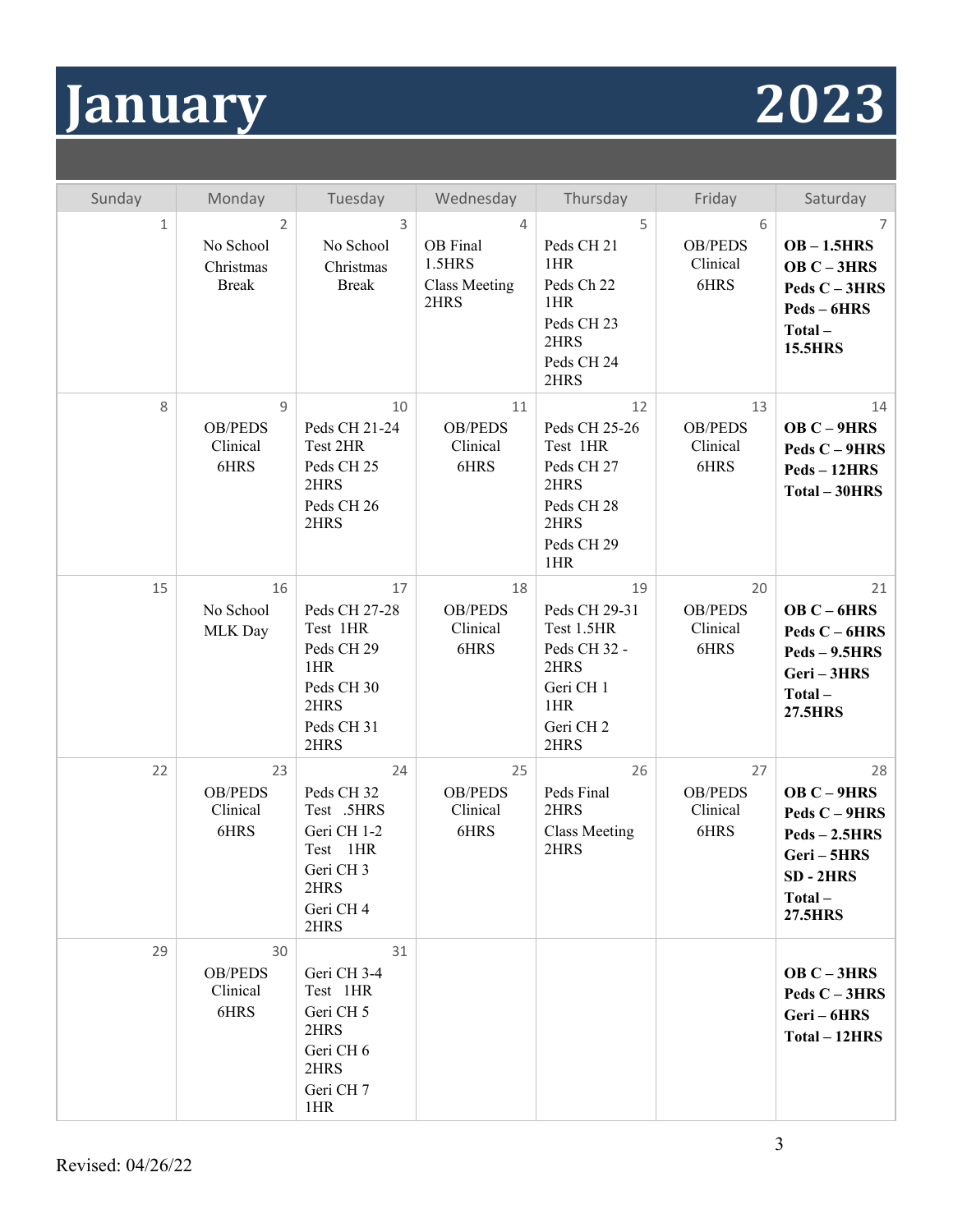# January 2023

| Sunday | Monday | Tuesday | Wednesday | Thursday | Friday | Saturday |
|---|---|---|---|---|---|---|
| 1 | 2<br>No School<br>Christmas Break | 3<br>No School<br>Christmas Break | 4<br>OB Final 1.5HRS<br>Class Meeting 2HRS | 5<br>Peds CH 21 1HR<br>Peds Ch 22 1HR<br>Peds CH 23 2HRS<br>Peds CH 24 2HRS | 6<br>OB/PEDS Clinical 6HRS | 7<br>**OB – 1.5HRS**<br>**OB C – 3HRS**<br>**Peds C – 3HRS**<br>**Peds – 6HRS**<br>**Total – 15.5HRS** |
| 8 | 9<br>OB/PEDS Clinical 6HRS | 10<br>Peds CH 21-24 Test 2HR<br>Peds CH 25 2HRS<br>Peds CH 26 2HRS | 11<br>OB/PEDS Clinical 6HRS | 12<br>Peds CH 25-26 Test 1HR<br>Peds CH 27 2HRS<br>Peds CH 28 2HRS<br>Peds CH 29 1HR | 13<br>OB/PEDS Clinical 6HRS | 14<br>**OB C – 9HRS**<br>**Peds C – 9HRS**<br>**Peds – 12HRS**<br>**Total – 30HRS** |
| 15 | 16<br>No School<br>MLK Day | 17<br>Peds CH 27-28 Test 1HR<br>Peds CH 29 1HR<br>Peds CH 30 2HRS<br>Peds CH 31 2HRS | 18<br>OB/PEDS Clinical 6HRS | 19<br>Peds CH 29-31 Test 1.5HR<br>Peds CH 32 - 2HRS<br>Geri CH 1 1HR<br>Geri CH 2 2HRS | 20<br>OB/PEDS Clinical 6HRS | 21<br>**OB C – 6HRS**<br>**Peds C – 6HRS**<br>**Peds – 9.5HRS**<br>**Geri – 3HRS**<br>**Total – 27.5HRS** |
| 22 | 23<br>OB/PEDS Clinical 6HRS | 24<br>Peds CH 32 Test .5HRS<br>Geri CH 1-2 Test 1HR<br>Geri CH 3 2HRS<br>Geri CH 4 2HRS | 25<br>OB/PEDS Clinical 6HRS | 26<br>Peds Final 2HRS<br>Class Meeting 2HRS | 27<br>OB/PEDS Clinical 6HRS | 28<br>**OB C – 9HRS**<br>**Peds C – 9HRS**<br>**Peds – 2.5HRS**<br>**Geri – 5HRS**<br>**SD - 2HRS**<br>**Total – 27.5HRS** |
| 29 | 30<br>OB/PEDS Clinical 6HRS | 31<br>Geri CH 3-4 Test 1HR<br>Geri CH 5 2HRS<br>Geri CH 6 2HRS<br>Geri CH 7 1HR | | | | **OB C – 3HRS**<br>**Peds C – 3HRS**<br>**Geri – 6HRS**<br>**Total – 12HRS** |

Revised: 04/26/22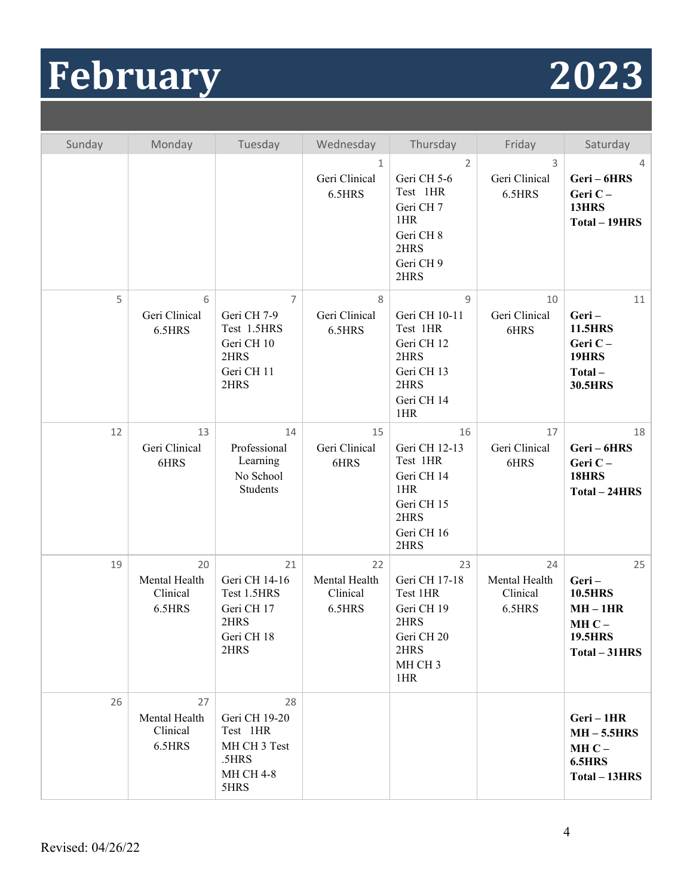# February 2023

| Sunday | Monday | Tuesday | Wednesday | Thursday | Friday | Saturday |
|---|---|---|---|---|---|---|
| | | | 1<br>Geri Clinical 6.5HRS | 2<br>Geri CH 5-6 Test 1HR<br>Geri CH 7 1HR<br>Geri CH 8 2HRS<br>Geri CH 9 2HRS | 3<br>Geri Clinical 6.5HRS | 4<br>**Geri – 6HRS**<br>**Geri C – 13HRS**<br>**Total – 19HRS** |
| 5 | 6<br>Geri Clinical 6.5HRS | 7<br>Geri CH 7-9 Test 1.5HRS<br>Geri CH 10 2HRS<br>Geri CH 11 2HRS | 8<br>Geri Clinical 6.5HRS | 9<br>Geri CH 10-11 Test 1HR<br>Geri CH 12 2HRS<br>Geri CH 13 2HRS<br>Geri CH 14 1HR | 10<br>Geri Clinical 6HRS | 11<br>**Geri – 11.5HRS**<br>**Geri C – 19HRS**<br>**Total – 30.5HRS** |
| 12 | 13<br>Geri Clinical 6HRS | 14<br>Professional Learning<br>No School Students | 15<br>Geri Clinical 6HRS | 16<br>Geri CH 12-13 Test 1HR<br>Geri CH 14 1HR<br>Geri CH 15 2HRS<br>Geri CH 16 2HRS | 17<br>Geri Clinical 6HRS | 18<br>**Geri – 6HRS**<br>**Geri C – 18HRS**<br>**Total – 24HRS** |
| 19 | 20<br>Mental Health Clinical 6.5HRS | 21<br>Geri CH 14-16 Test 1.5HRS<br>Geri CH 17 2HRS<br>Geri CH 18 2HRS | 22<br>Mental Health Clinical 6.5HRS | 23<br>Geri CH 17-18 Test 1HR<br>Geri CH 19 2HRS<br>Geri CH 20 2HRS<br>MH CH 3 1HR | 24<br>Mental Health Clinical 6.5HRS | 25<br>**Geri – 10.5HRS**<br>**MH – 1HR**<br>**MH C – 19.5HRS**<br>**Total – 31HRS** |
| 26 | 27<br>Mental Health Clinical 6.5HRS | 28<br>Geri CH 19-20 Test 1HR<br>MH CH 3 Test .5HRS<br>MH CH 4-8 5HRS | | | | **Geri – 1HR**<br>**MH – 5.5HRS**<br>**MH C – 6.5HRS**<br>**Total – 13HRS** |

Revised: 04/26/22